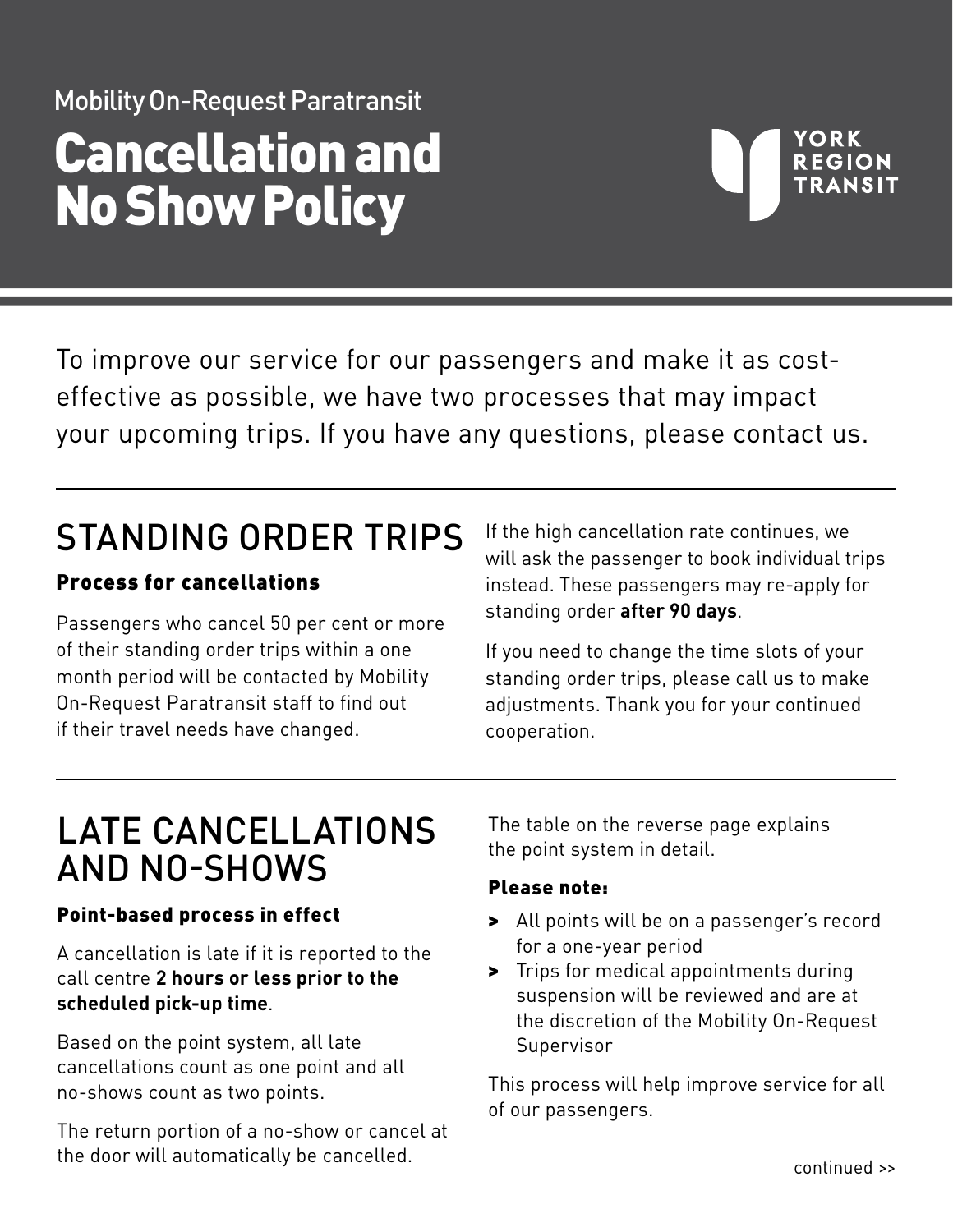Mobility On-Request Paratransit

# Cancellation and No Show Policy

YORK REGION TRANSIT

To improve our service for our passengers and make it as cost-effective as possible, we have two processes that may impact your upcoming trips. If you have any questions, please contact us.

## STANDING ORDER TRIPS

### Process for cancellations

Passengers who cancel 50 per cent or more of their standing order trips within a one month period will be contacted by Mobility On-Request Paratransit staff to find out if their travel needs have changed.

If the high cancellation rate continues, we will ask the passenger to book individual trips instead. These passengers may re-apply for standing order **after 90 days**.

If you need to change the time slots of your standing order trips, please call us to make adjustments. Thank you for your continued cooperation.

## LATE CANCELLATIONS AND NO-SHOWS

### Point-based process in effect

A cancellation is late if it is reported to the call centre **2 hours or less prior to the scheduled pick-up time**.

Based on the point system, all late cancellations count as one point and all no-shows count as two points.

The return portion of a no-show or cancel at the door will automatically be cancelled.

The table on the reverse page explains the point system in detail.

### Please note:

- All points will be on a passenger's record for a one-year period
- Trips for medical appointments during suspension will be reviewed and are at the discretion of the Mobility On-Request Supervisor

This process will help improve service for all of our passengers.

continued >>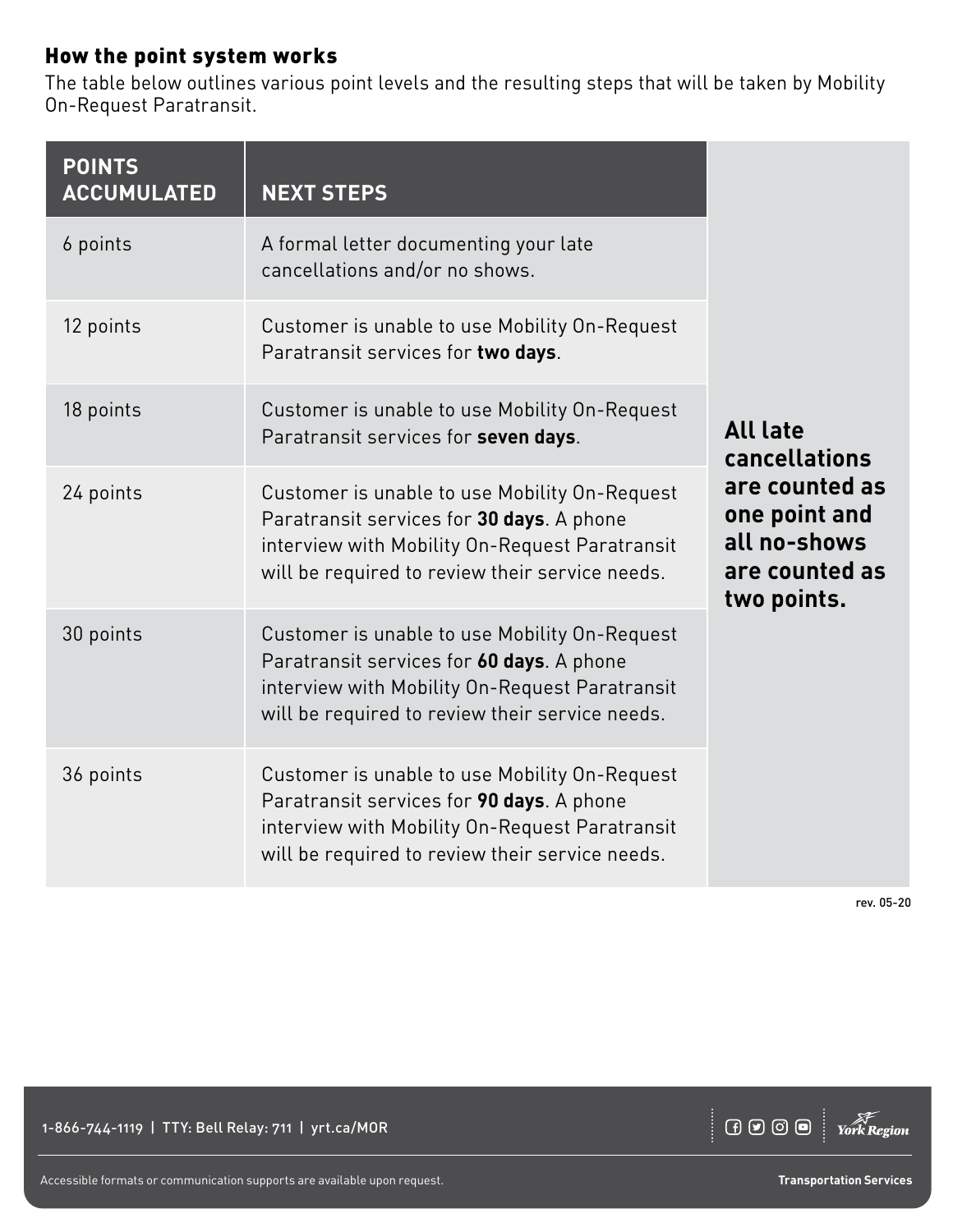### How the point system works

The table below outlines various point levels and the resulting steps that will be taken by Mobility On-Request Paratransit.

| POINTS ACCUMULATED | NEXT STEPS | |
|---|---|---|
| 6 points | A formal letter documenting your late cancellations and/or no shows. | **All late cancellations are counted as one point and all no-shows are counted as two points.** |
| 12 points | Customer is unable to use Mobility On-Request Paratransit services for **two days**. | |
| 18 points | Customer is unable to use Mobility On-Request Paratransit services for **seven days**. | |
| 24 points | Customer is unable to use Mobility On-Request Paratransit services for **30 days**. A phone interview with Mobility On-Request Paratransit will be required to review their service needs. | |
| 30 points | Customer is unable to use Mobility On-Request Paratransit services for **60 days**. A phone interview with Mobility On-Request Paratransit will be required to review their service needs. | |
| 36 points | Customer is unable to use Mobility On-Request Paratransit services for **90 days**. A phone interview with Mobility On-Request Paratransit will be required to review their service needs. | |

rev. 05-20

1-866-744-1119 | TTY: Bell Relay: 711 | yrt.ca/MOR

York Region

Accessible formats or communication supports are available upon request.

**Transportation Services**